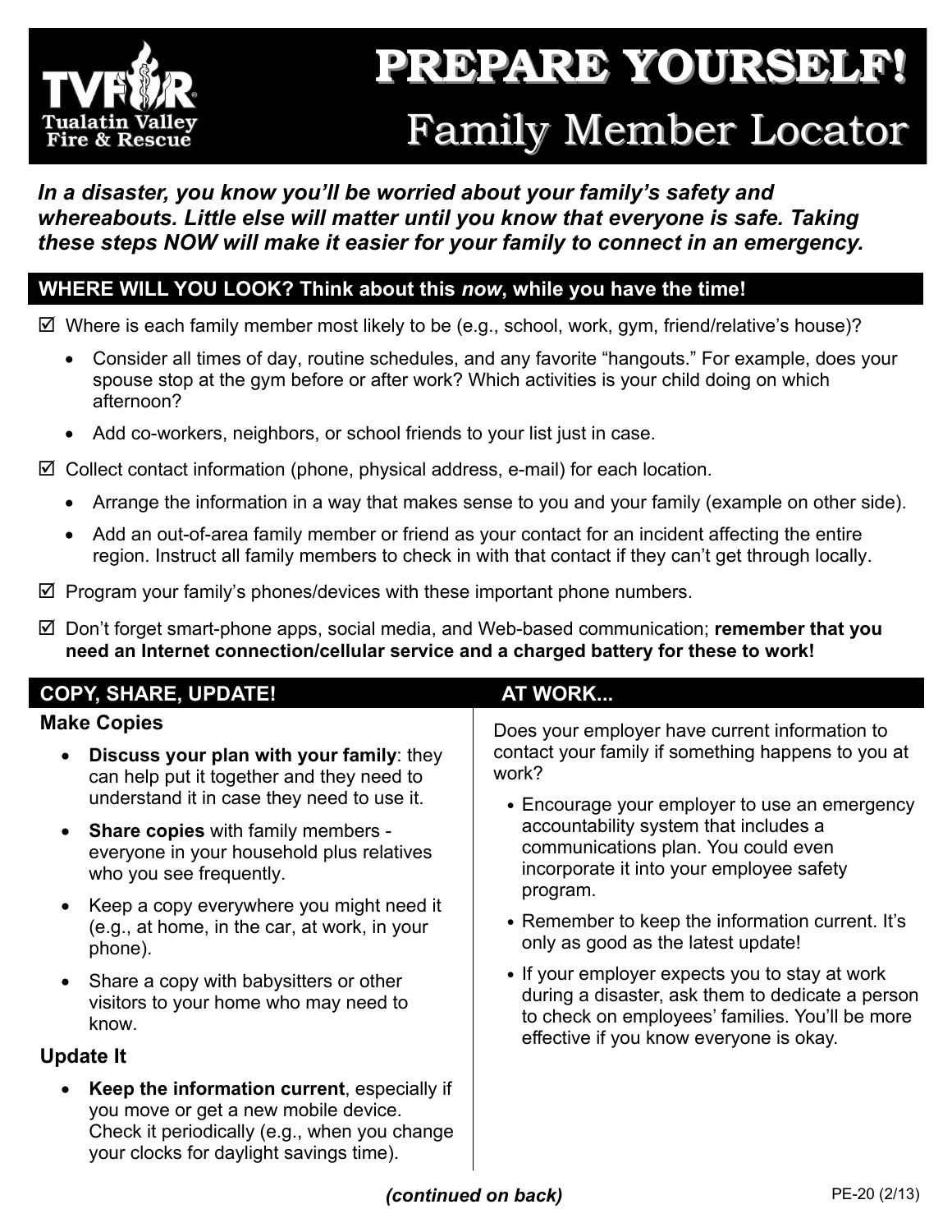**Tualatin Valley Fire & Rescue**

# PREPARE YOURSELF!

## Family Member Locator

***In a disaster, you know you'll be worried about your family's safety and whereabouts. Little else will matter until you know that everyone is safe. Taking these steps NOW will make it easier for your family to connect in an emergency.***

### WHERE WILL YOU LOOK? Think about this *now*, while you have the time!

☑ Where is each family member most likely to be (e.g., school, work, gym, friend/relative's house)?

- Consider all times of day, routine schedules, and any favorite "hangouts." For example, does your spouse stop at the gym before or after work? Which activities is your child doing on which afternoon?
- Add co-workers, neighbors, or school friends to your list just in case.

☑ Collect contact information (phone, physical address, e-mail) for each location.

- Arrange the information in a way that makes sense to you and your family (example on other side).
- Add an out-of-area family member or friend as your contact for an incident affecting the entire region. Instruct all family members to check in with that contact if they can't get through locally.

☑ Program your family's phones/devices with these important phone numbers.

☑ Don't forget smart-phone apps, social media, and Web-based communication; **remember that you need an Internet connection/cellular service and a charged battery for these to work!**

### COPY, SHARE, UPDATE!

**Make Copies**

- **Discuss your plan with your family**: they can help put it together and they need to understand it in case they need to use it.
- **Share copies** with family members - everyone in your household plus relatives who you see frequently.
- Keep a copy everywhere you might need it (e.g., at home, in the car, at work, in your phone).
- Share a copy with babysitters or other visitors to your home who may need to know.

**Update It**

- **Keep the information current**, especially if you move or get a new mobile device. Check it periodically (e.g., when you change your clocks for daylight savings time).

### AT WORK...

Does your employer have current information to contact your family if something happens to you at work?

- Encourage your employer to use an emergency accountability system that includes a communications plan. You could even incorporate it into your employee safety program.
- Remember to keep the information current. It's only as good as the latest update!
- If your employer expects you to stay at work during a disaster, ask them to dedicate a person to check on employees' families. You'll be more effective if you know everyone is okay.

***(continued on back)***

PE-20 (2/13)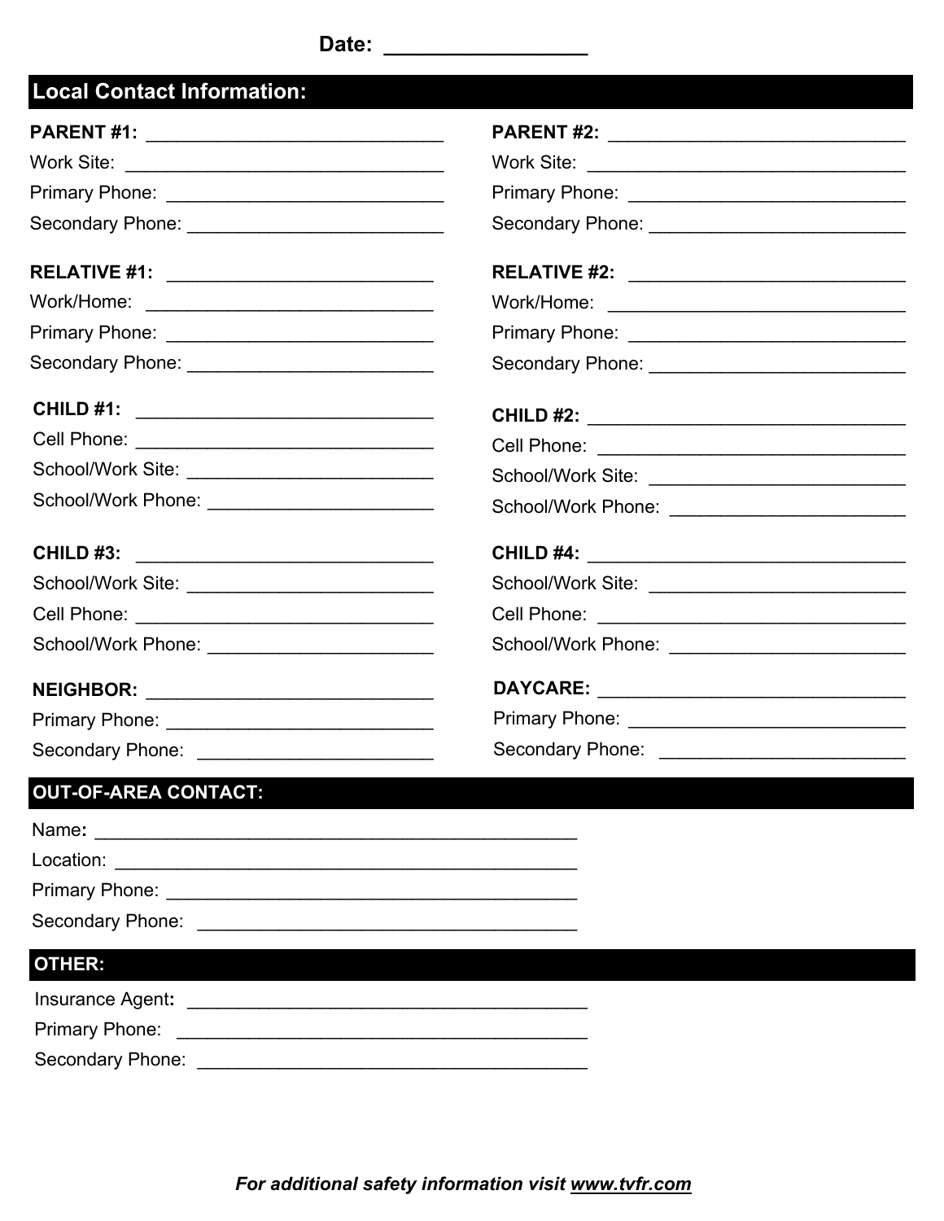Date: ________________

## Local Contact Information:

**PARENT #1:** ____________________________
Work Site: ______________________________
Primary Phone: ___________________________
Secondary Phone: _________________________

**PARENT #2:** ____________________________
Work Site: ______________________________
Primary Phone: ___________________________
Secondary Phone: _________________________

**RELATIVE #1:** __________________________
Work/Home: ____________________________
Primary Phone: __________________________
Secondary Phone: ________________________

**RELATIVE #2:** __________________________
Work/Home: _____________________________
Primary Phone: ___________________________
Secondary Phone: _________________________

**CHILD #1:** ____________________________
Cell Phone: _____________________________
School/Work Site: ________________________
School/Work Phone: ______________________

**CHILD #2:** _______________________________
Cell Phone: _____________________________
School/Work Site: _________________________
School/Work Phone: _______________________

**CHILD #3:** ____________________________
School/Work Site: ________________________
Cell Phone: _____________________________
School/Work Phone: ______________________

**CHILD #4:** _______________________________
School/Work Site: _________________________
Cell Phone: ______________________________
School/Work Phone: _______________________

**NEIGHBOR:** ___________________________
Primary Phone: ___________________________
Secondary Phone: ________________________

**DAYCARE:** _____________________________
Primary Phone: ___________________________
Secondary Phone: _________________________

## OUT-OF-AREA CONTACT:

Name**:** _______________________________________________
Location: ______________________________________________
Primary Phone: __________________________________________
Secondary Phone: ________________________________________

## OTHER:

Insurance Agent**:** _______________________________________
Primary Phone: ___________________________________________
Secondary Phone: _________________________________________

***For additional safety information visit www.tvfr.com***